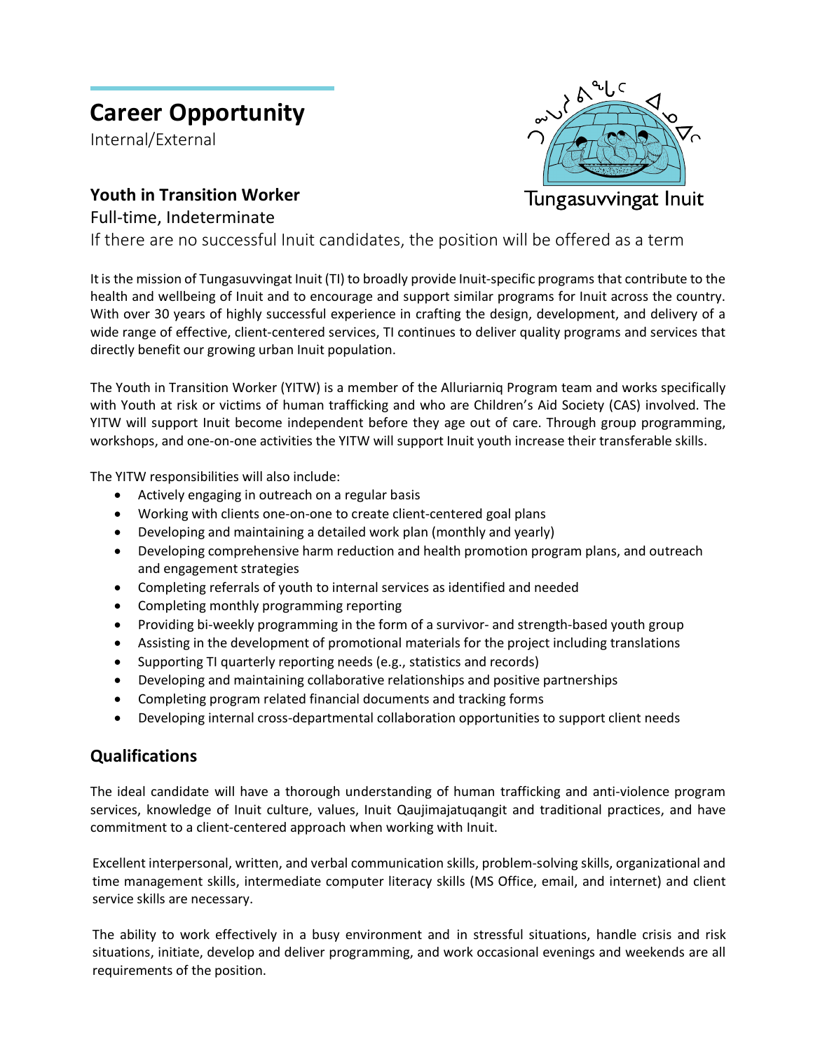# Career Opportunity

Internal/External

Tungasuvvingat Inuit

## Youth in Transition Worker

Full-time, Indeterminate

If there are no successful Inuit candidates, the position will be offered as a term

It is the mission of Tungasuvvingat Inuit (TI) to broadly provide Inuit-specific programs that contribute to the health and wellbeing of Inuit and to encourage and support similar programs for Inuit across the country. With over 30 years of highly successful experience in crafting the design, development, and delivery of a wide range of effective, client-centered services, TI continues to deliver quality programs and services that directly benefit our growing urban Inuit population.

The Youth in Transition Worker (YITW) is a member of the Alluriarniq Program team and works specifically with Youth at risk or victims of human trafficking and who are Children's Aid Society (CAS) involved. The YITW will support Inuit become independent before they age out of care. Through group programming, workshops, and one-on-one activities the YITW will support Inuit youth increase their transferable skills.

The YITW responsibilities will also include:

- Actively engaging in outreach on a regular basis
- Working with clients one-on-one to create client-centered goal plans
- Developing and maintaining a detailed work plan (monthly and yearly)
- Developing comprehensive harm reduction and health promotion program plans, and outreach and engagement strategies
- Completing referrals of youth to internal services as identified and needed
- Completing monthly programming reporting
- Providing bi-weekly programming in the form of a survivor- and strength-based youth group
- Assisting in the development of promotional materials for the project including translations
- Supporting TI quarterly reporting needs (e.g., statistics and records)
- Developing and maintaining collaborative relationships and positive partnerships
- Completing program related financial documents and tracking forms
- Developing internal cross-departmental collaboration opportunities to support client needs

## Qualifications

The ideal candidate will have a thorough understanding of human trafficking and anti-violence program services, knowledge of Inuit culture, values, Inuit Qaujimajatuqangit and traditional practices, and have commitment to a client-centered approach when working with Inuit.

Excellent interpersonal, written, and verbal communication skills, problem-solving skills, organizational and time management skills, intermediate computer literacy skills (MS Office, email, and internet) and client service skills are necessary.

The ability to work effectively in a busy environment and in stressful situations, handle crisis and risk situations, initiate, develop and deliver programming, and work occasional evenings and weekends are all requirements of the position.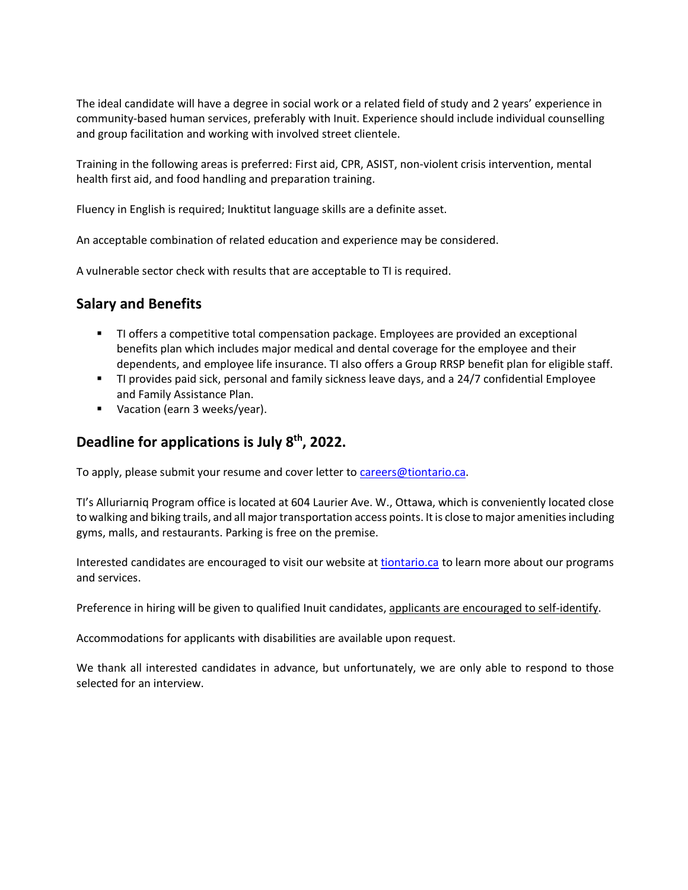The ideal candidate will have a degree in social work or a related field of study and 2 years' experience in community-based human services, preferably with Inuit. Experience should include individual counselling and group facilitation and working with involved street clientele.

Training in the following areas is preferred: First aid, CPR, ASIST, non-violent crisis intervention, mental health first aid, and food handling and preparation training.

Fluency in English is required; Inuktitut language skills are a definite asset.

An acceptable combination of related education and experience may be considered.

A vulnerable sector check with results that are acceptable to TI is required.

## Salary and Benefits

- TI offers a competitive total compensation package. Employees are provided an exceptional benefits plan which includes major medical and dental coverage for the employee and their dependents, and employee life insurance. TI also offers a Group RRSP benefit plan for eligible staff.
- TI provides paid sick, personal and family sickness leave days, and a 24/7 confidential Employee and Family Assistance Plan.
- Vacation (earn 3 weeks/year).

## Deadline for applications is July 8th, 2022.

To apply, please submit your resume and cover letter to careers@tiontario.ca.

TI's Alluriarniq Program office is located at 604 Laurier Ave. W., Ottawa, which is conveniently located close to walking and biking trails, and all major transportation access points. It is close to major amenities including gyms, malls, and restaurants. Parking is free on the premise.

Interested candidates are encouraged to visit our website at tiontario.ca to learn more about our programs and services.

Preference in hiring will be given to qualified Inuit candidates, applicants are encouraged to self-identify.

Accommodations for applicants with disabilities are available upon request.

We thank all interested candidates in advance, but unfortunately, we are only able to respond to those selected for an interview.